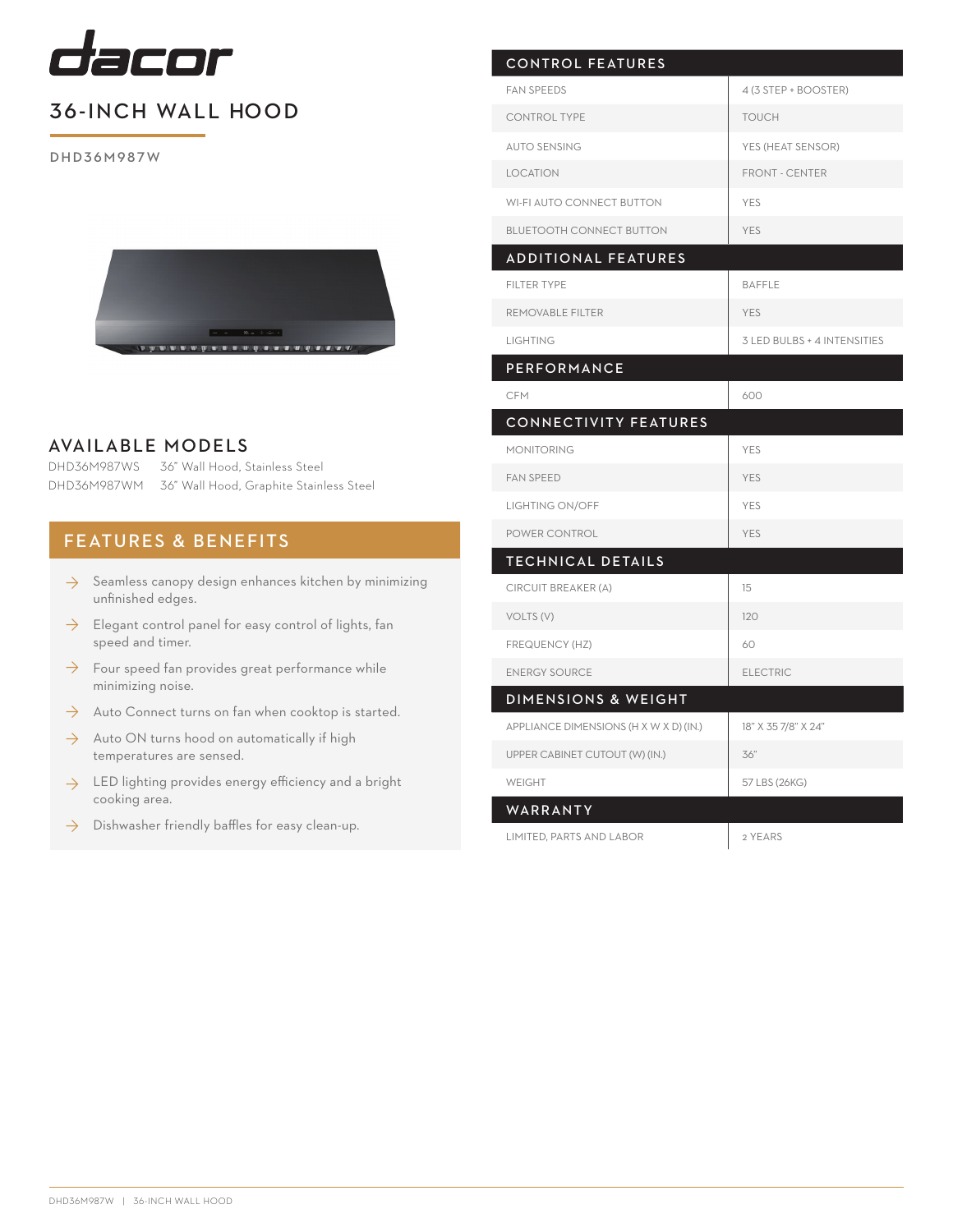# dacor

## 36-INCH WALL HOOD

DHD36M987W

## AVAILABLE MODELS

| | |
|---|---|
| DHD36M987WS | 36" Wall Hood, Stainless Steel |
| DHD36M987WM | 36" Wall Hood, Graphite Stainless Steel |

## FEATURES & BENEFITS

- Seamless canopy design enhances kitchen by minimizing unfinished edges.
- Elegant control panel for easy control of lights, fan speed and timer.
- Four speed fan provides great performance while minimizing noise.
- Auto Connect turns on fan when cooktop is started.
- Auto ON turns hood on automatically if high temperatures are sensed.
- LED lighting provides energy efficiency and a bright cooking area.
- Dishwasher friendly baffles for easy clean-up.

| CONTROL FEATURES | |
|---|---|
| FAN SPEEDS | 4 (3 STEP + BOOSTER) |
| CONTROL TYPE | TOUCH |
| AUTO SENSING | YES (HEAT SENSOR) |
| LOCATION | FRONT - CENTER |
| WI-FI AUTO CONNECT BUTTON | YES |
| BLUETOOTH CONNECT BUTTON | YES |
| **ADDITIONAL FEATURES** | |
| FILTER TYPE | BAFFLE |
| REMOVABLE FILTER | YES |
| LIGHTING | 3 LED BULBS + 4 INTENSITIES |
| **PERFORMANCE** | |
| CFM | 600 |
| **CONNECTIVITY FEATURES** | |
| MONITORING | YES |
| FAN SPEED | YES |
| LIGHTING ON/OFF | YES |
| POWER CONTROL | YES |
| **TECHNICAL DETAILS** | |
| CIRCUIT BREAKER (A) | 15 |
| VOLTS (V) | 120 |
| FREQUENCY (HZ) | 60 |
| ENERGY SOURCE | ELECTRIC |
| **DIMENSIONS & WEIGHT** | |
| APPLIANCE DIMENSIONS (H X W X D) (IN.) | 18" X 35 7/8" X 24" |
| UPPER CABINET CUTOUT (W) (IN.) | 36" |
| WEIGHT | 57 LBS (26KG) |
| **WARRANTY** | |
| LIMITED, PARTS AND LABOR | 2 YEARS |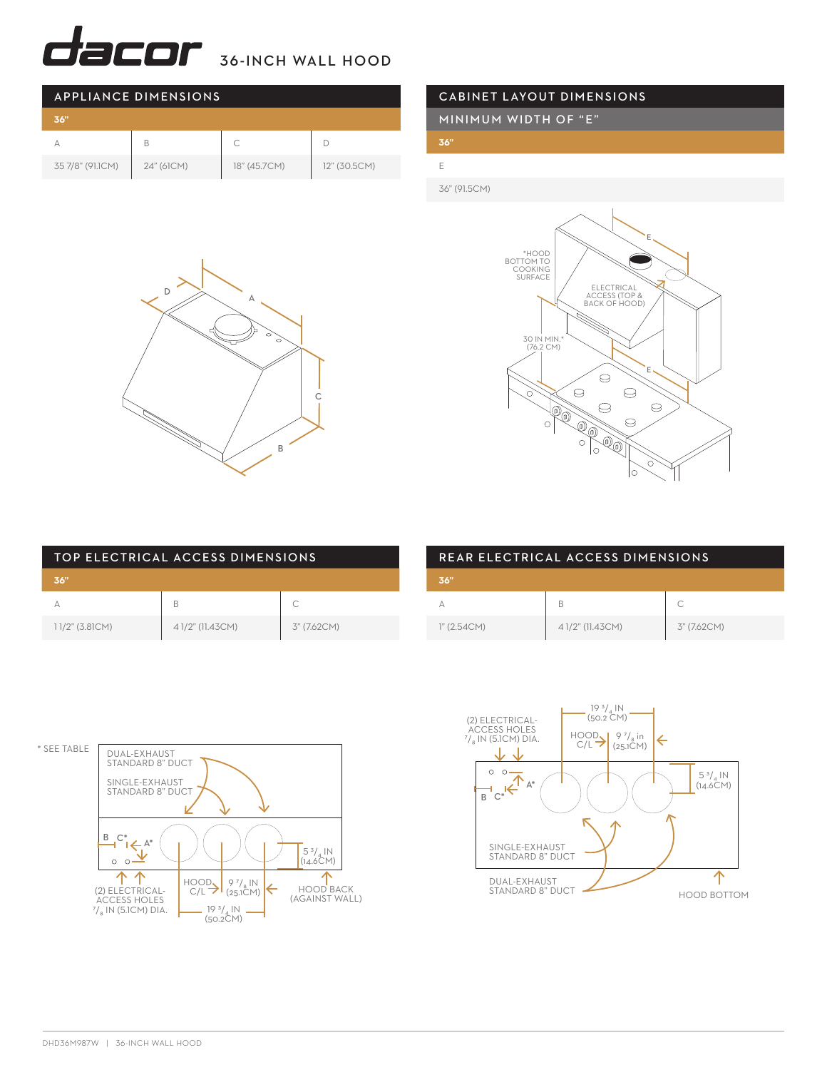# dacor 36-INCH WALL HOOD

## APPLIANCE DIMENSIONS

| 36" | | | |
|---|---|---|---|
| A | B | C | D |
| 35 7/8" (91.1CM) | 24" (61CM) | 18" (45.7CM) | 12" (30.5CM) |

## CABINET LAYOUT DIMENSIONS

### MINIMUM WIDTH OF "E"

| 36" |
|---|
| E |
| 36" (91.5CM) |

D

A

C

B

*HOOD BOTTOM TO COOKING SURFACE

ELECTRICAL ACCESS (TOP & BACK OF HOOD)

30 IN MIN.* (76.2 CM)

E

E

## TOP ELECTRICAL ACCESS DIMENSIONS

| 36" | | |
|---|---|---|
| A | B | C |
| 1 1/2" (3.81CM) | 4 1/2" (11.43CM) | 3" (7.62CM) |

## REAR ELECTRICAL ACCESS DIMENSIONS

| 36" | | |
|---|---|---|
| A | B | C |
| 1" (2.54CM) | 4 1/2" (11.43CM) | 3" (7.62CM) |

* SEE TABLE

DUAL-EXHAUST STANDARD 8" DUCT

SINGLE-EXHAUST STANDARD 8" DUCT

B C* A*

$5\ ^3/_4$ IN (14.6CM)

(2) ELECTRICAL-ACCESS HOLES $^7/_8$ IN (5.1CM) DIA.

HOOD C/L

$9\ ^7/_8$ IN (25.1CM)

HOOD BACK (AGAINST WALL)

$19\ ^3/_4$ IN (50.2CM)

(2) ELECTRICAL-ACCESS HOLES $^7/_8$ IN (5.1CM) DIA.

$19\ ^3/_4$ IN (50.2 CM)

HOOD C/L

$9\ ^7/_8$ in (25.1CM)

A*

B C*

$5\ ^3/_4$ IN (14.6CM)

SINGLE-EXHAUST STANDARD 8" DUCT

DUAL-EXHAUST STANDARD 8" DUCT

HOOD BOTTOM

DHD36M987W | 36-INCH WALL HOOD